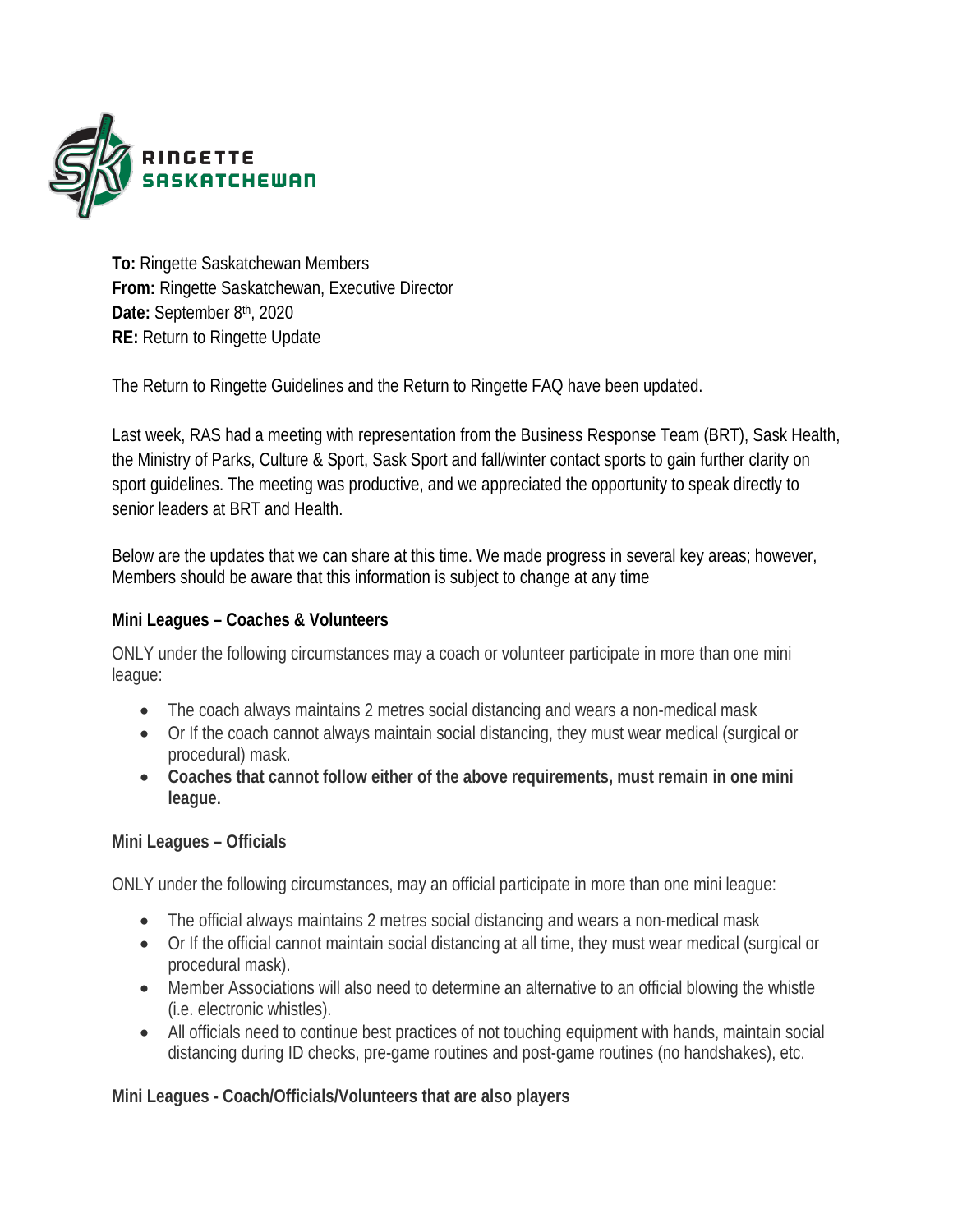RINGETTE SASKATCHEWAN

**To:** Ringette Saskatchewan Members
**From:** Ringette Saskatchewan, Executive Director
**Date:** September 8th, 2020
**RE:** Return to Ringette Update

The Return to Ringette Guidelines and the Return to Ringette FAQ have been updated.

Last week, RAS had a meeting with representation from the Business Response Team (BRT), Sask Health, the Ministry of Parks, Culture & Sport, Sask Sport and fall/winter contact sports to gain further clarity on sport guidelines. The meeting was productive, and we appreciated the opportunity to speak directly to senior leaders at BRT and Health.

Below are the updates that we can share at this time. We made progress in several key areas; however, Members should be aware that this information is subject to change at any time

### Mini Leagues – Coaches & Volunteers

ONLY under the following circumstances may a coach or volunteer participate in more than one mini league:

- The coach always maintains 2 metres social distancing and wears a non-medical mask
- Or If the coach cannot always maintain social distancing, they must wear medical (surgical or procedural) mask.
- **Coaches that cannot follow either of the above requirements, must remain in one mini league.**

### Mini Leagues – Officials

ONLY under the following circumstances, may an official participate in more than one mini league:

- The official always maintains 2 metres social distancing and wears a non-medical mask
- Or If the official cannot maintain social distancing at all time, they must wear medical (surgical or procedural mask).
- Member Associations will also need to determine an alternative to an official blowing the whistle (i.e. electronic whistles).
- All officials need to continue best practices of not touching equipment with hands, maintain social distancing during ID checks, pre-game routines and post-game routines (no handshakes), etc.

### Mini Leagues - Coach/Officials/Volunteers that are also players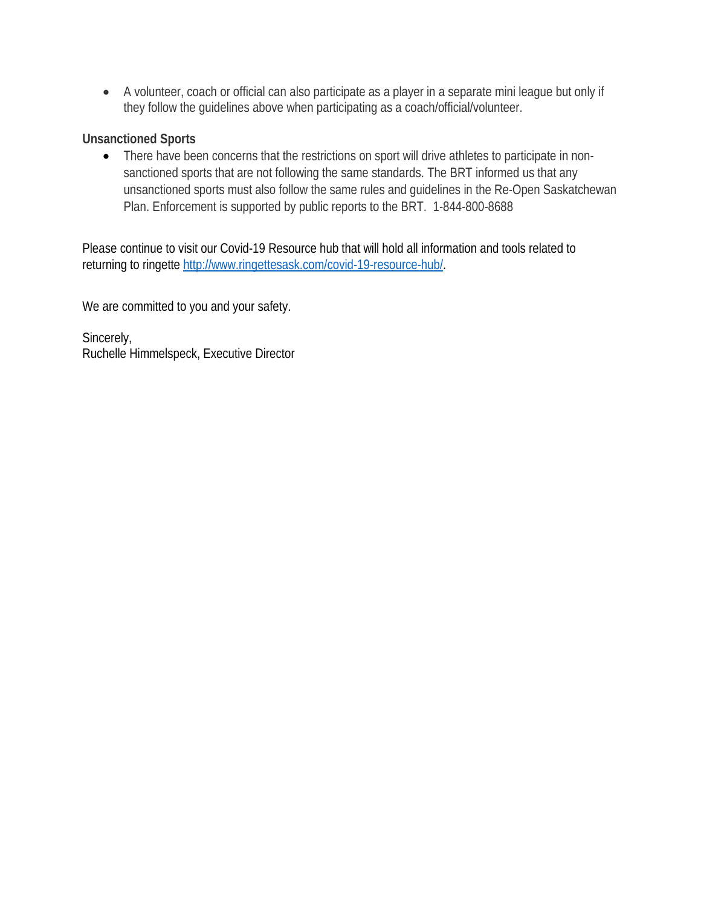- A volunteer, coach or official can also participate as a player in a separate mini league but only if they follow the guidelines above when participating as a coach/official/volunteer.

**Unsanctioned Sports**

- There have been concerns that the restrictions on sport will drive athletes to participate in non-sanctioned sports that are not following the same standards. The BRT informed us that any unsanctioned sports must also follow the same rules and guidelines in the Re-Open Saskatchewan Plan. Enforcement is supported by public reports to the BRT. 1-844-800-8688

Please continue to visit our Covid-19 Resource hub that will hold all information and tools related to returning to ringette http://www.ringettesask.com/covid-19-resource-hub/.

We are committed to you and your safety.

Sincerely,
Ruchelle Himmelspeck, Executive Director